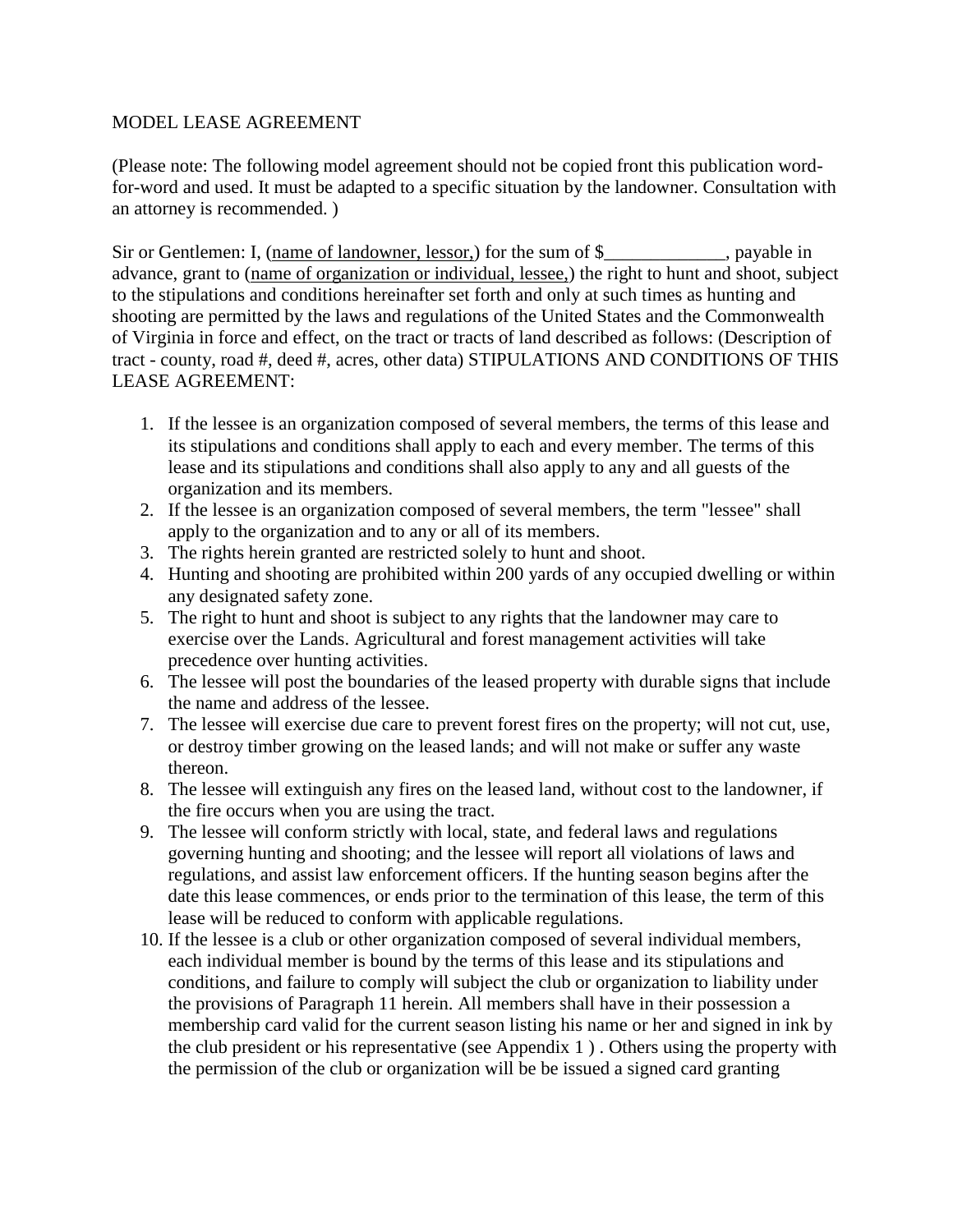MODEL LEASE AGREEMENT

(Please note: The following model agreement should not be copied front this publication word-for-word and used. It must be adapted to a specific situation by the landowner. Consultation with an attorney is recommended. )

Sir or Gentlemen: I, (name of landowner, lessor,) for the sum of $_____________, payable in advance, grant to (name of organization or individual, lessee,) the right to hunt and shoot, subject to the stipulations and conditions hereinafter set forth and only at such times as hunting and shooting are permitted by the laws and regulations of the United States and the Commonwealth of Virginia in force and effect, on the tract or tracts of land described as follows: (Description of tract - county, road #, deed #, acres, other data) STIPULATIONS AND CONDITIONS OF THIS LEASE AGREEMENT:

1. If the lessee is an organization composed of several members, the terms of this lease and its stipulations and conditions shall apply to each and every member. The terms of this lease and its stipulations and conditions shall also apply to any and all guests of the organization and its members.
2. If the lessee is an organization composed of several members, the term "lessee" shall apply to the organization and to any or all of its members.
3. The rights herein granted are restricted solely to hunt and shoot.
4. Hunting and shooting are prohibited within 200 yards of any occupied dwelling or within any designated safety zone.
5. The right to hunt and shoot is subject to any rights that the landowner may care to exercise over the Lands. Agricultural and forest management activities will take precedence over hunting activities.
6. The lessee will post the boundaries of the leased property with durable signs that include the name and address of the lessee.
7. The lessee will exercise due care to prevent forest fires on the property; will not cut, use, or destroy timber growing on the leased lands; and will not make or suffer any waste thereon.
8. The lessee will extinguish any fires on the leased land, without cost to the landowner, if the fire occurs when you are using the tract.
9. The lessee will conform strictly with local, state, and federal laws and regulations governing hunting and shooting; and the lessee will report all violations of laws and regulations, and assist law enforcement officers. If the hunting season begins after the date this lease commences, or ends prior to the termination of this lease, the term of this lease will be reduced to conform with applicable regulations.
10. If the lessee is a club or other organization composed of several individual members, each individual member is bound by the terms of this lease and its stipulations and conditions, and failure to comply will subject the club or organization to liability under the provisions of Paragraph 11 herein. All members shall have in their possession a membership card valid for the current season listing his name or her and signed in ink by the club president or his representative (see Appendix 1 ) . Others using the property with the permission of the club or organization will be be issued a signed card granting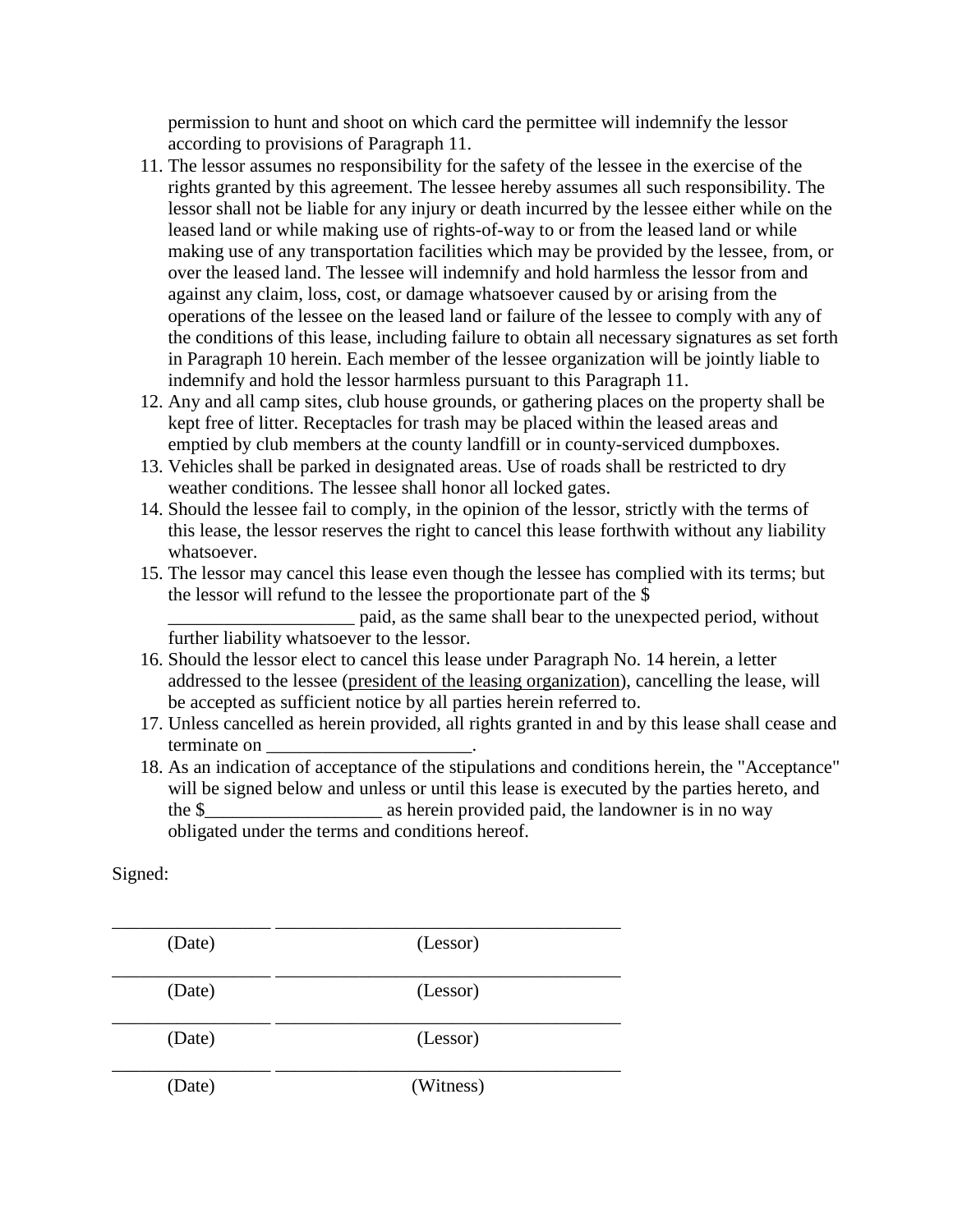permission to hunt and shoot on which card the permittee will indemnify the lessor according to provisions of Paragraph 11.

11. The lessor assumes no responsibility for the safety of the lessee in the exercise of the rights granted by this agreement. The lessee hereby assumes all such responsibility. The lessor shall not be liable for any injury or death incurred by the lessee either while on the leased land or while making use of rights-of-way to or from the leased land or while making use of any transportation facilities which may be provided by the lessee, from, or over the leased land. The lessee will indemnify and hold harmless the lessor from and against any claim, loss, cost, or damage whatsoever caused by or arising from the operations of the lessee on the leased land or failure of the lessee to comply with any of the conditions of this lease, including failure to obtain all necessary signatures as set forth in Paragraph 10 herein. Each member of the lessee organization will be jointly liable to indemnify and hold the lessor harmless pursuant to this Paragraph 11.
12. Any and all camp sites, club house grounds, or gathering places on the property shall be kept free of litter. Receptacles for trash may be placed within the leased areas and emptied by club members at the county landfill or in county-serviced dumpboxes.
13. Vehicles shall be parked in designated areas. Use of roads shall be restricted to dry weather conditions. The lessee shall honor all locked gates.
14. Should the lessee fail to comply, in the opinion of the lessor, strictly with the terms of this lease, the lessor reserves the right to cancel this lease forthwith without any liability whatsoever.
15. The lessor may cancel this lease even though the lessee has complied with its terms; but the lessor will refund to the lessee the proportionate part of the $ ____________________ paid, as the same shall bear to the unexpected period, without further liability whatsoever to the lessor.
16. Should the lessor elect to cancel this lease under Paragraph No. 14 herein, a letter addressed to the lessee (president of the leasing organization), cancelling the lease, will be accepted as sufficient notice by all parties herein referred to.
17. Unless cancelled as herein provided, all rights granted in and by this lease shall cease and terminate on ______________________.
18. As an indication of acceptance of the stipulations and conditions herein, the "Acceptance" will be signed below and unless or until this lease is executed by the parties hereto, and the $___________________ as herein provided paid, the landowner is in no way obligated under the terms and conditions hereof.

Signed:

_________________ ______________________________________
(Date) (Lessor)

_________________ ______________________________________
(Date) (Lessor)

_________________ ______________________________________
(Date) (Lessor)

_________________ ______________________________________
(Date) (Witness)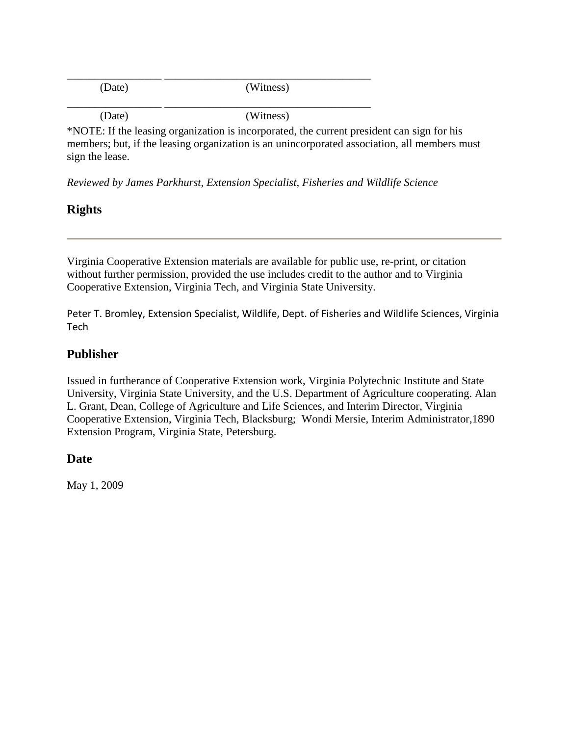________________ ___________________________________
(Date) (Witness)

________________ ___________________________________
(Date) (Witness)

*NOTE: If the leasing organization is incorporated, the current president can sign for his members; but, if the leasing organization is an unincorporated association, all members must sign the lease.

*Reviewed by James Parkhurst, Extension Specialist, Fisheries and Wildlife Science*

## Rights

---

Virginia Cooperative Extension materials are available for public use, re-print, or citation without further permission, provided the use includes credit to the author and to Virginia Cooperative Extension, Virginia Tech, and Virginia State University.

Peter T. Bromley, Extension Specialist, Wildlife, Dept. of Fisheries and Wildlife Sciences, Virginia Tech

## Publisher

Issued in furtherance of Cooperative Extension work, Virginia Polytechnic Institute and State University, Virginia State University, and the U.S. Department of Agriculture cooperating. Alan L. Grant, Dean, College of Agriculture and Life Sciences, and Interim Director, Virginia Cooperative Extension, Virginia Tech, Blacksburg; Wondi Mersie, Interim Administrator,1890 Extension Program, Virginia State, Petersburg.

## Date

May 1, 2009